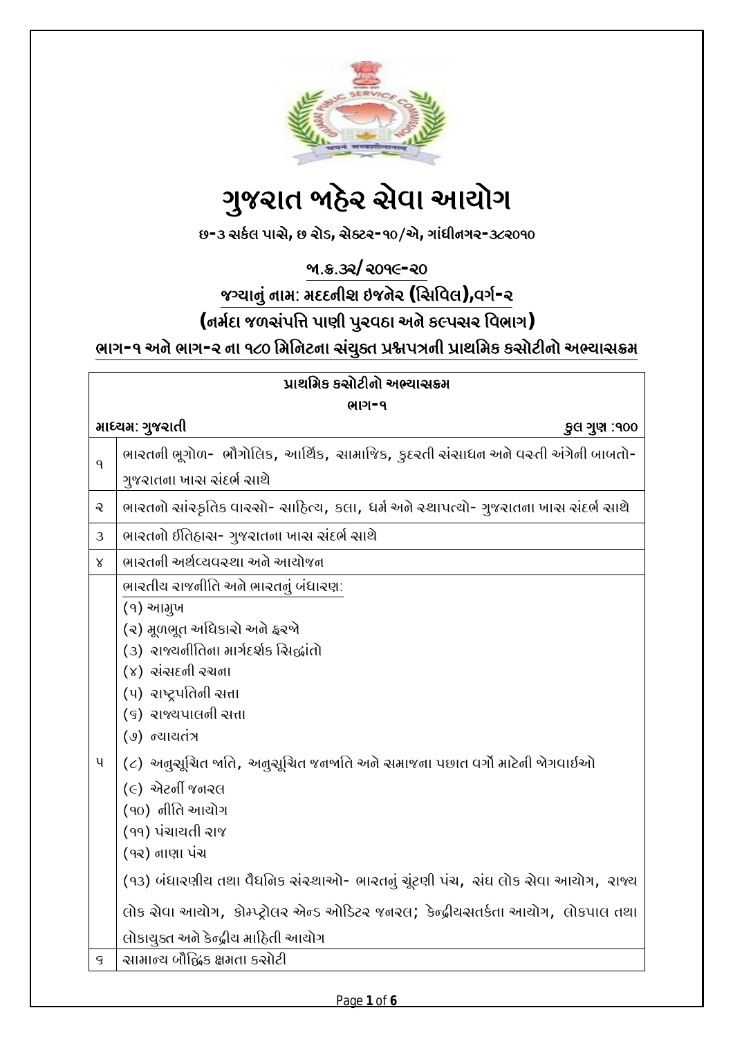# ગુજરાત જાહેર સેવા આયોગ

**છ-૩ સર્કલ પાસે, છ રોડ, સેક્ટર-૧૦/એ, ગાંધીનગર-૩૮૨૦૧૦**

**જા.ક્ર.૩૨/ ૨૦૧૯-૨૦**

**જગ્યાનું નામ: મદદનીશ ઇજનેર (સિવિલ),વર્ગ-૨**

**(નર્મદા જળસંપત્તિ પાણી પુરવઠા અને કલ્પસર વિભાગ)**

**ભાગ-૧ અને ભાગ-૨ ના ૧૮૦ મિનિટના સંયુક્ત પ્રશ્નપત્રની પ્રાથમિક કસોટીનો અભ્યાસક્રમ**

| પ્રાથમિક કસોટીનો અભ્યાસક્રમ<br>ભાગ-૧<br>માધ્યમ: ગુજરાતી — કુલ ગુણ :૧૦૦ | |
|---|---|
| ૧ | ભારતની ભૂગોળ- ભૌગોલિક, આર્થિક, સામાજિક, કુદરતી સંસાધન અને વસ્તી અંગેની બાબતો- ગુજરાતના ખાસ સંદર્ભ સાથે |
| ૨ | ભારતનો સાંસ્કૃતિક વારસો- સાહિત્ય, કલા, ધર્મ અને સ્થાપત્યો- ગુજરાતના ખાસ સંદર્ભ સાથે |
| ૩ | ભારતનો ઈતિહાસ- ગુજરાતના ખાસ સંદર્ભ સાથે |
| ૪ | ભારતની અર્થવ્યવસ્થા અને આયોજન |
| ૫ | ભારતીય રાજનીતિ અને ભારતનું બંધારણ:<br>(૧) આમુખ<br>(૨) મૂળભૂત અધિકારો અને ફરજો<br>(૩) રાજ્યનીતિના માર્ગદર્શક સિદ્ધાંતો<br>(૪) સંસદની રચના<br>(૫) રાષ્ટ્રપતિની સત્તા<br>(૬) રાજ્યપાલની સત્તા<br>(૭) ન્યાયતંત્ર<br>(૮) અનુસૂચિત જાતિ, અનુસૂચિત જનજાતિ અને સમાજના પછાત વર્ગો માટેની જોગવાઈઓ<br>(૯) એટર્ની જનરલ<br>(૧૦) નીતિ આયોગ<br>(૧૧) પંચાયતી રાજ<br>(૧૨) નાણા પંચ<br>(૧૩) બંધારણીય તથા વૈધનિક સંસ્થાઓ- ભારતનું ચૂંટણી પંચ, સંઘ લોક સેવા આયોગ, રાજ્ય લોક સેવા આયોગ, કોમ્પ્ટ્રોલર એન્ડ ઓડિટર જનરલ; કેન્દ્રીયસતર્કતા આયોગ, લોકપાલ તથા લોકાયુક્ત અને કેન્દ્રીય માહિતી આયોગ |
| ૬ | સામાન્ય બૌદ્ધિક ક્ષમતા કસોટી |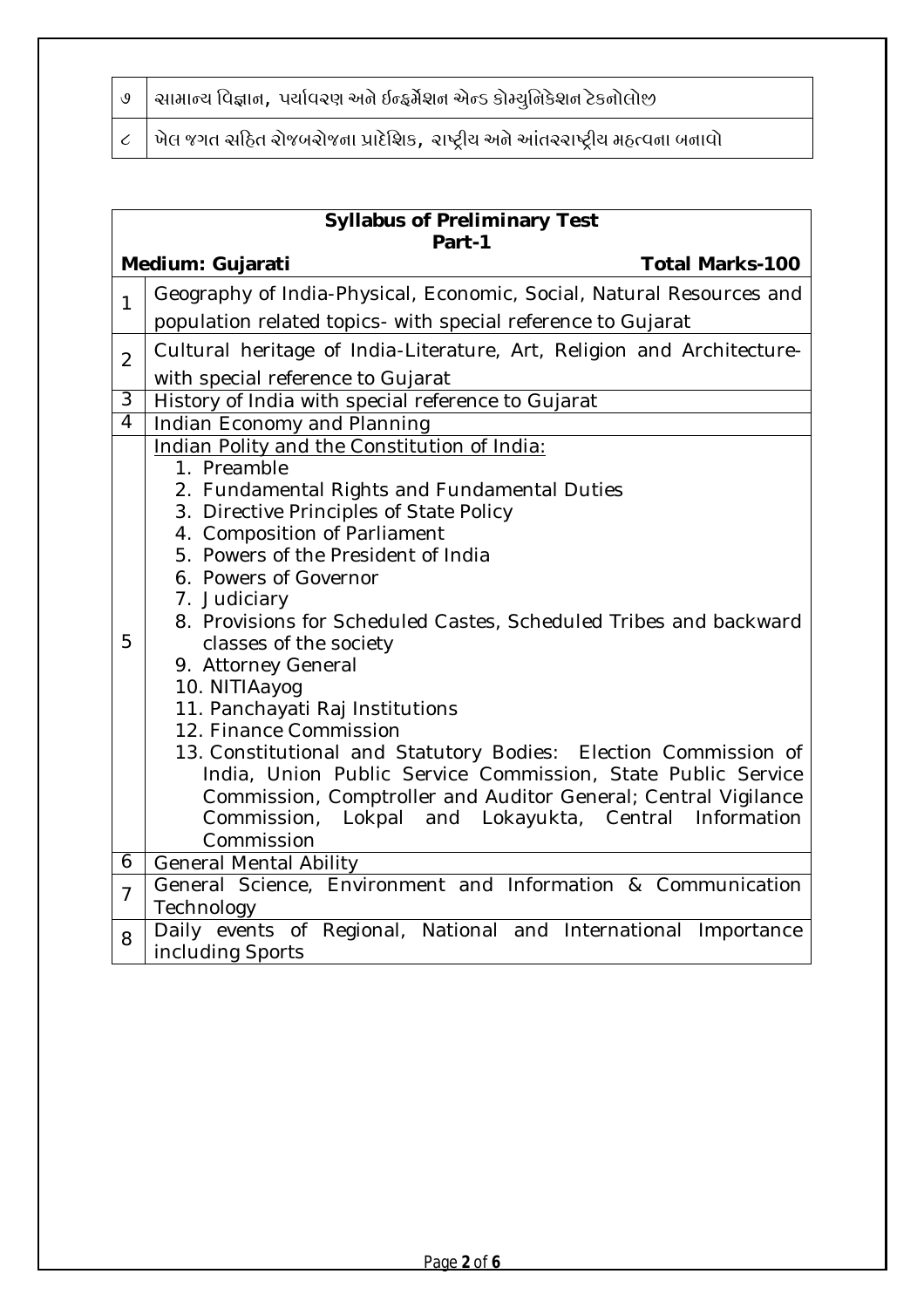| ૭ | સામાન્ય વિજ્ઞાન, પર્યાવરણ અને ઈન્ફર્મેશન એન્ડ કોમ્યુનિકેશન ટેકનોલોજી |
|---|---|
| ૮ | ખેલ જગત સહિત રોજબરોજના પ્રાદેશિક, રાષ્ટ્રીય અને આંતરરાષ્ટ્રીય મહત્વના બનાવો |

| **Syllabus of Preliminary Test Part-1** | |
|---|---|
| **Medium: Gujarati** | **Total Marks-100** |
| 1 | Geography of India-Physical, Economic, Social, Natural Resources and population related topics- with special reference to Gujarat |
| 2 | Cultural heritage of India-Literature, Art, Religion and Architecture- with special reference to Gujarat |
| 3 | History of India with special reference to Gujarat |
| 4 | Indian Economy and Planning |
| 5 | Indian Polity and the Constitution of India:<br>1. Preamble<br>2. Fundamental Rights and Fundamental Duties<br>3. Directive Principles of State Policy<br>4. Composition of Parliament<br>5. Powers of the President of India<br>6. Powers of Governor<br>7. Judiciary<br>8. Provisions for Scheduled Castes, Scheduled Tribes and backward classes of the society<br>9. Attorney General<br>10. NITIAayog<br>11. Panchayati Raj Institutions<br>12. Finance Commission<br>13. Constitutional and Statutory Bodies: Election Commission of India, Union Public Service Commission, State Public Service Commission, Comptroller and Auditor General; Central Vigilance Commission, Lokpal and Lokayukta, Central Information Commission |
| 6 | General Mental Ability |
| 7 | General Science, Environment and Information & Communication Technology |
| 8 | Daily events of Regional, National and International Importance including Sports |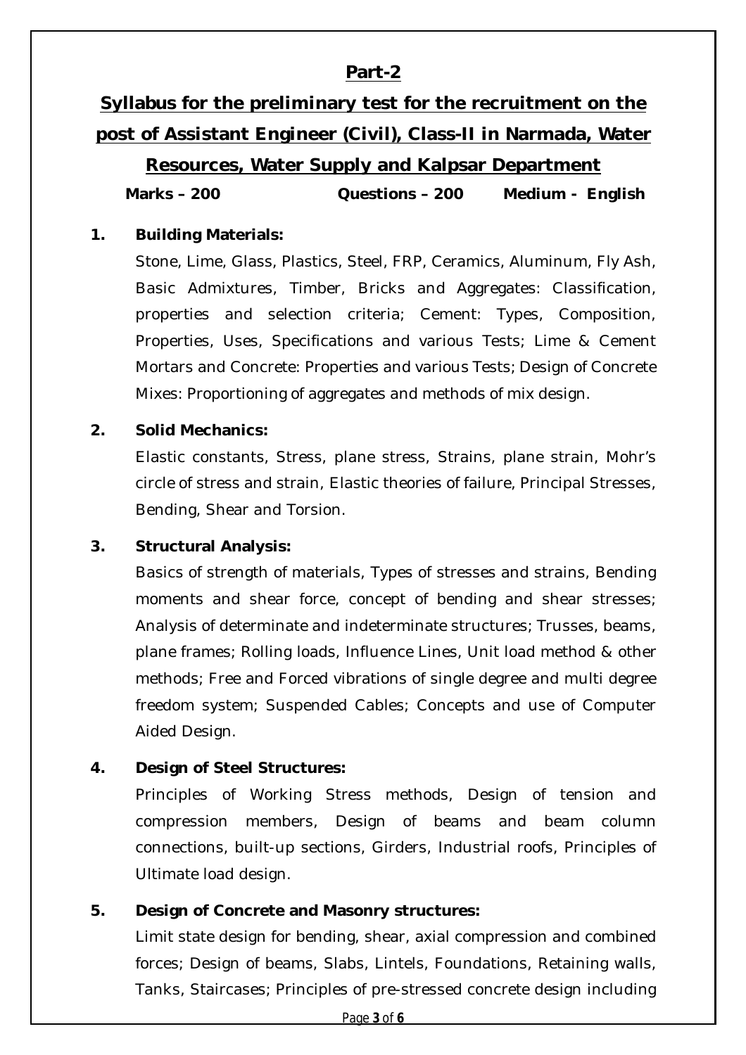## Part-2

## Syllabus for the preliminary test for the recruitment on the post of Assistant Engineer (Civil), Class-II in Narmada, Water Resources, Water Supply and Kalpsar Department

**Marks – 200** **Questions – 200** **Medium - English**

1. **Building Materials:**

   Stone, Lime, Glass, Plastics, Steel, FRP, Ceramics, Aluminum, Fly Ash, Basic Admixtures, Timber, Bricks and Aggregates: Classification, properties and selection criteria; Cement: Types, Composition, Properties, Uses, Specifications and various Tests; Lime & Cement Mortars and Concrete: Properties and various Tests; Design of Concrete Mixes: Proportioning of aggregates and methods of mix design.

2. **Solid Mechanics:**

   Elastic constants, Stress, plane stress, Strains, plane strain, Mohr's circle of stress and strain, Elastic theories of failure, Principal Stresses, Bending, Shear and Torsion.

3. **Structural Analysis:**

   Basics of strength of materials, Types of stresses and strains, Bending moments and shear force, concept of bending and shear stresses; Analysis of determinate and indeterminate structures; Trusses, beams, plane frames; Rolling loads, Influence Lines, Unit load method & other methods; Free and Forced vibrations of single degree and multi degree freedom system; Suspended Cables; Concepts and use of Computer Aided Design.

4. **Design of Steel Structures:**

   Principles of Working Stress methods, Design of tension and compression members, Design of beams and beam column connections, built-up sections, Girders, Industrial roofs, Principles of Ultimate load design.

5. **Design of Concrete and Masonry structures:**

   Limit state design for bending, shear, axial compression and combined forces; Design of beams, Slabs, Lintels, Foundations, Retaining walls, Tanks, Staircases; Principles of pre-stressed concrete design including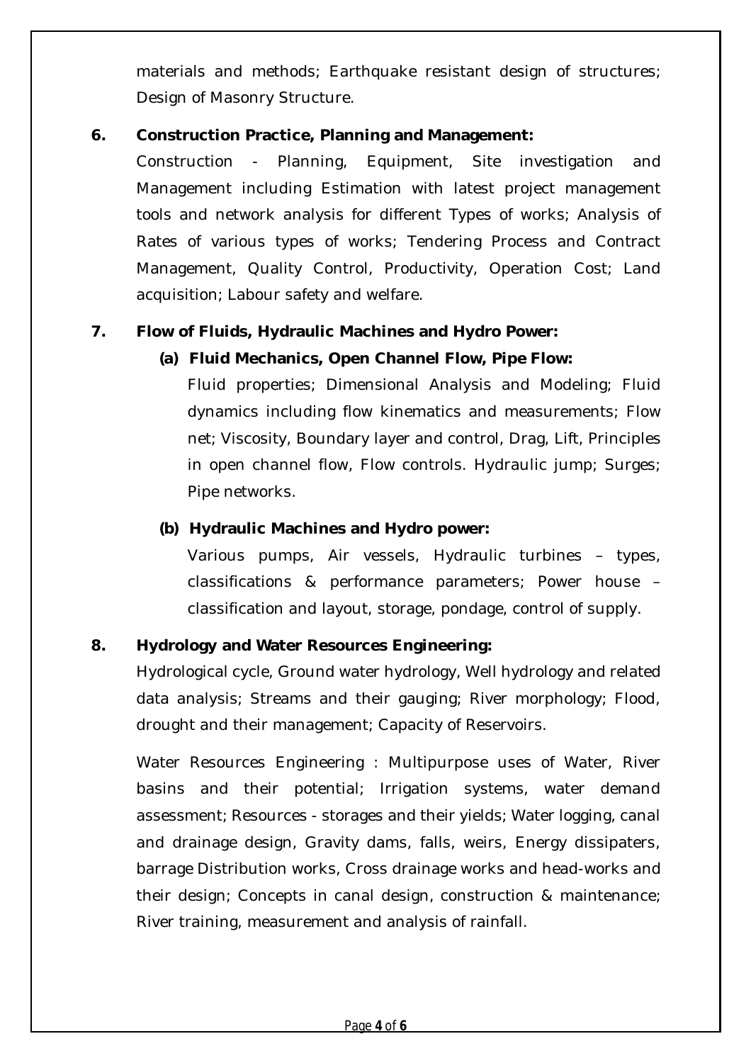materials and methods; Earthquake resistant design of structures; Design of Masonry Structure.

**6. Construction Practice, Planning and Management:**

Construction - Planning, Equipment, Site investigation and Management including Estimation with latest project management tools and network analysis for different Types of works; Analysis of Rates of various types of works; Tendering Process and Contract Management, Quality Control, Productivity, Operation Cost; Land acquisition; Labour safety and welfare.

**7. Flow of Fluids, Hydraulic Machines and Hydro Power:**

**(a) Fluid Mechanics, Open Channel Flow, Pipe Flow:**

Fluid properties; Dimensional Analysis and Modeling; Fluid dynamics including flow kinematics and measurements; Flow net; Viscosity, Boundary layer and control, Drag, Lift, Principles in open channel flow, Flow controls. Hydraulic jump; Surges; Pipe networks.

**(b) Hydraulic Machines and Hydro power:**

Various pumps, Air vessels, Hydraulic turbines – types, classifications & performance parameters; Power house – classification and layout, storage, pondage, control of supply.

**8. Hydrology and Water Resources Engineering:**

Hydrological cycle, Ground water hydrology, Well hydrology and related data analysis; Streams and their gauging; River morphology; Flood, drought and their management; Capacity of Reservoirs.

Water Resources Engineering : Multipurpose uses of Water, River basins and their potential; Irrigation systems, water demand assessment; Resources - storages and their yields; Water logging, canal and drainage design, Gravity dams, falls, weirs, Energy dissipaters, barrage Distribution works, Cross drainage works and head-works and their design; Concepts in canal design, construction & maintenance; River training, measurement and analysis of rainfall.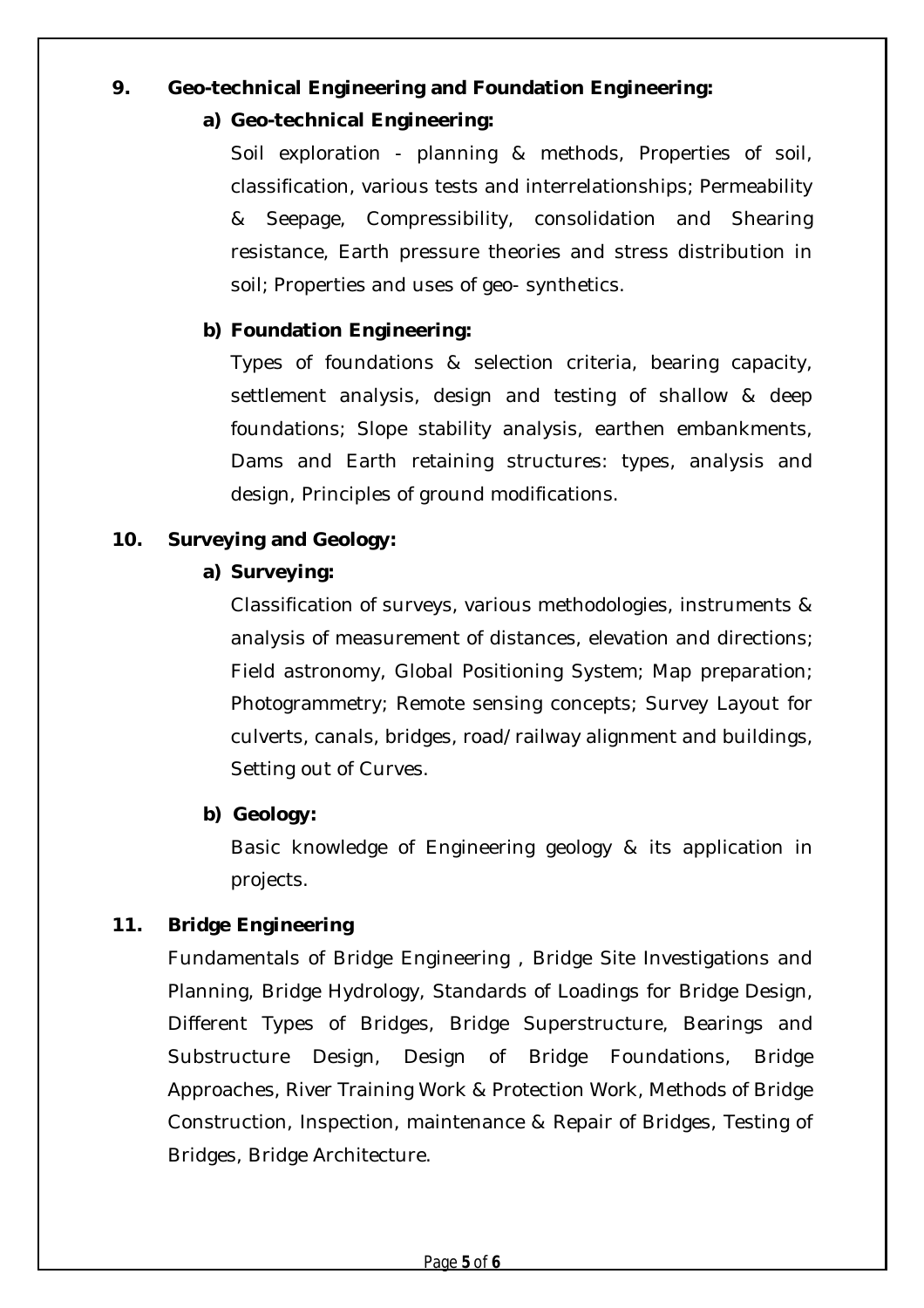**9. Geo-technical Engineering and Foundation Engineering:**

**a) Geo-technical Engineering:**

Soil exploration - planning & methods, Properties of soil, classification, various tests and interrelationships; Permeability & Seepage, Compressibility, consolidation and Shearing resistance, Earth pressure theories and stress distribution in soil; Properties and uses of geo- synthetics.

**b) Foundation Engineering:**

Types of foundations & selection criteria, bearing capacity, settlement analysis, design and testing of shallow & deep foundations; Slope stability analysis, earthen embankments, Dams and Earth retaining structures: types, analysis and design, Principles of ground modifications.

**10. Surveying and Geology:**

**a) Surveying:**

Classification of surveys, various methodologies, instruments & analysis of measurement of distances, elevation and directions; Field astronomy, Global Positioning System; Map preparation; Photogrammetry; Remote sensing concepts; Survey Layout for culverts, canals, bridges, road/railway alignment and buildings, Setting out of Curves.

**b) Geology:**

Basic knowledge of Engineering geology & its application in projects.

**11. Bridge Engineering**

Fundamentals of Bridge Engineering , Bridge Site Investigations and Planning, Bridge Hydrology, Standards of Loadings for Bridge Design, Different Types of Bridges, Bridge Superstructure, Bearings and Substructure Design, Design of Bridge Foundations, Bridge Approaches, River Training Work & Protection Work, Methods of Bridge Construction, Inspection, maintenance & Repair of Bridges, Testing of Bridges, Bridge Architecture.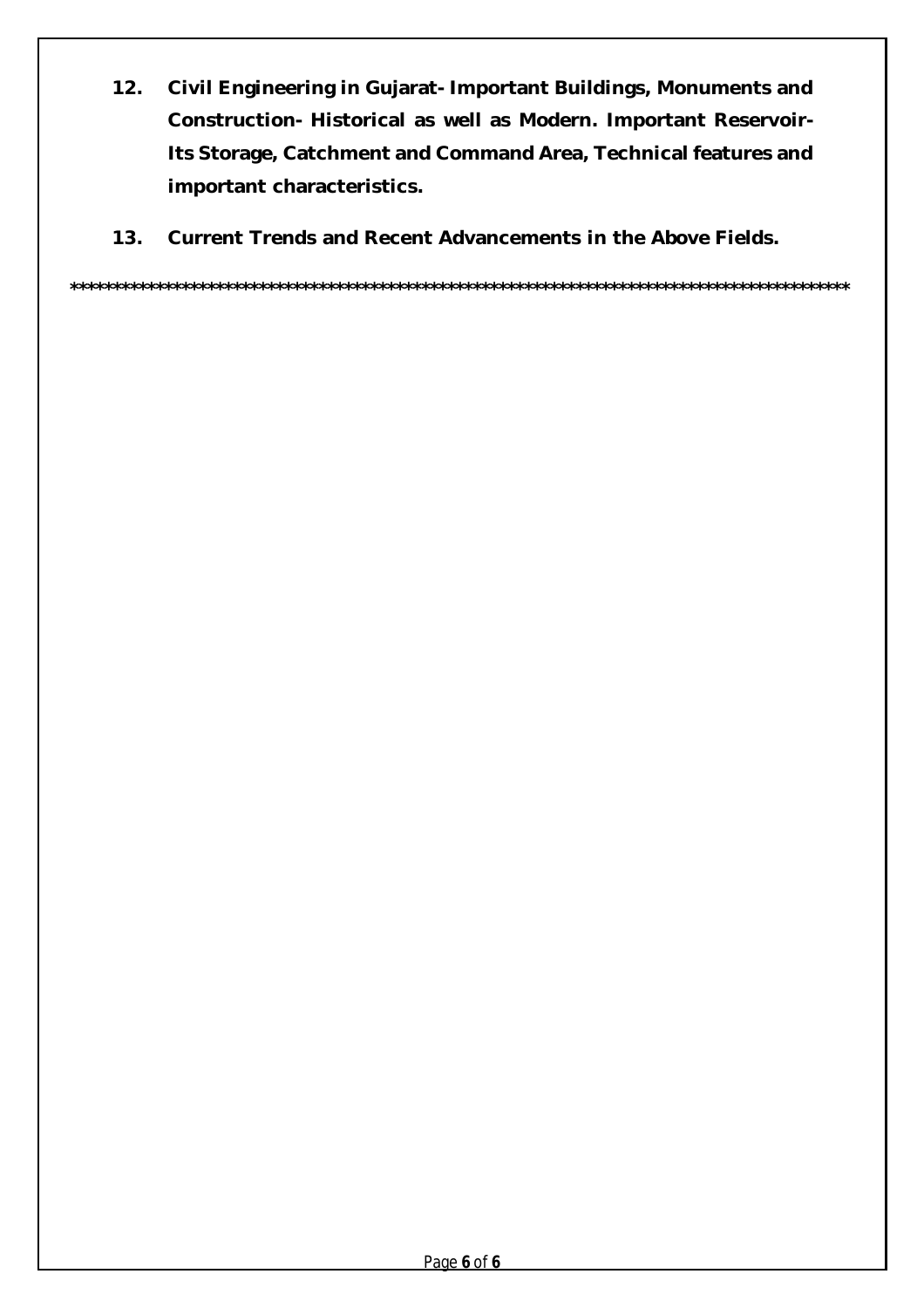**12. Civil Engineering in Gujarat- Important Buildings, Monuments and Construction- Historical as well as Modern. Important Reservoir- Its Storage, Catchment and Command Area, Technical features and important characteristics.**

**13. Current Trends and Recent Advancements in the Above Fields.**

**********************************************************************************************